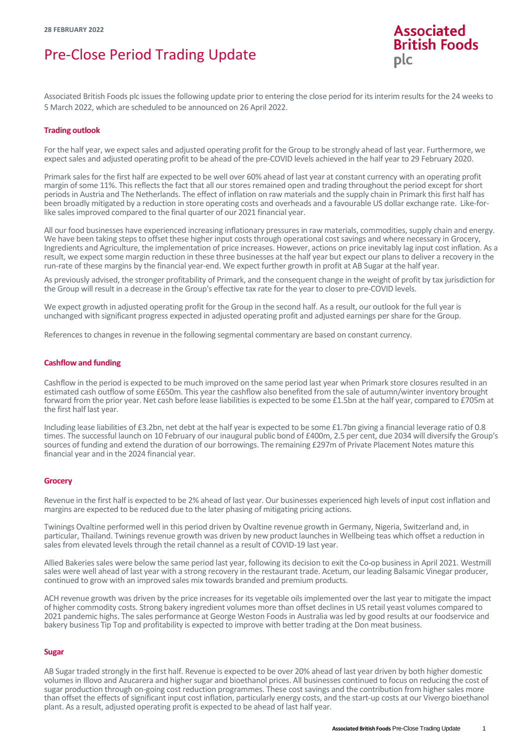28 FEBRUARY 2022

# Pre-Close Period Trading Update

**Associated British Foods plc**

Associated British Foods plc issues the following update prior to entering the close period for its interim results for the 24 weeks to 5 March 2022, which are scheduled to be announced on 26 April 2022.

## Trading outlook

For the half year, we expect sales and adjusted operating profit for the Group to be strongly ahead of last year. Furthermore, we expect sales and adjusted operating profit to be ahead of the pre-COVID levels achieved in the half year to 29 February 2020.

Primark sales for the first half are expected to be well over 60% ahead of last year at constant currency with an operating profit margin of some 11%. This reflects the fact that all our stores remained open and trading throughout the period except for short periods in Austria and The Netherlands. The effect of inflation on raw materials and the supply chain in Primark this first half has been broadly mitigated by a reduction in store operating costs and overheads and a favourable US dollar exchange rate. Like-for-like sales improved compared to the final quarter of our 2021 financial year.

All our food businesses have experienced increasing inflationary pressures in raw materials, commodities, supply chain and energy. We have been taking steps to offset these higher input costs through operational cost savings and where necessary in Grocery, Ingredients and Agriculture, the implementation of price increases. However, actions on price inevitably lag input cost inflation. As a result, we expect some margin reduction in these three businesses at the half year but expect our plans to deliver a recovery in the run-rate of these margins by the financial year-end. We expect further growth in profit at AB Sugar at the half year.

As previously advised, the stronger profitability of Primark, and the consequent change in the weight of profit by tax jurisdiction for the Group will result in a decrease in the Group's effective tax rate for the year to closer to pre-COVID levels.

We expect growth in adjusted operating profit for the Group in the second half. As a result, our outlook for the full year is unchanged with significant progress expected in adjusted operating profit and adjusted earnings per share for the Group.

References to changes in revenue in the following segmental commentary are based on constant currency.

## Cashflow and funding

Cashflow in the period is expected to be much improved on the same period last year when Primark store closures resulted in an estimated cash outflow of some £650m. This year the cashflow also benefited from the sale of autumn/winter inventory brought forward from the prior year. Net cash before lease liabilities is expected to be some £1.5bn at the half year, compared to £705m at the first half last year.

Including lease liabilities of £3.2bn, net debt at the half year is expected to be some £1.7bn giving a financial leverage ratio of 0.8 times. The successful launch on 10 February of our inaugural public bond of £400m, 2.5 per cent, due 2034 will diversify the Group's sources of funding and extend the duration of our borrowings. The remaining £297m of Private Placement Notes mature this financial year and in the 2024 financial year.

## Grocery

Revenue in the first half is expected to be 2% ahead of last year. Our businesses experienced high levels of input cost inflation and margins are expected to be reduced due to the later phasing of mitigating pricing actions.

Twinings Ovaltine performed well in this period driven by Ovaltine revenue growth in Germany, Nigeria, Switzerland and, in particular, Thailand. Twinings revenue growth was driven by new product launches in Wellbeing teas which offset a reduction in sales from elevated levels through the retail channel as a result of COVID-19 last year.

Allied Bakeries sales were below the same period last year, following its decision to exit the Co-op business in April 2021. Westmill sales were well ahead of last year with a strong recovery in the restaurant trade. Acetum, our leading Balsamic Vinegar producer, continued to grow with an improved sales mix towards branded and premium products.

ACH revenue growth was driven by the price increases for its vegetable oils implemented over the last year to mitigate the impact of higher commodity costs. Strong bakery ingredient volumes more than offset declines in US retail yeast volumes compared to 2021 pandemic highs. The sales performance at George Weston Foods in Australia was led by good results at our foodservice and bakery business Tip Top and profitability is expected to improve with better trading at the Don meat business.

## Sugar

AB Sugar traded strongly in the first half. Revenue is expected to be over 20% ahead of last year driven by both higher domestic volumes in Illovo and Azucarera and higher sugar and bioethanol prices. All businesses continued to focus on reducing the cost of sugar production through on-going cost reduction programmes. These cost savings and the contribution from higher sales more than offset the effects of significant input cost inflation, particularly energy costs, and the start-up costs at our Vivergo bioethanol plant. As a result, adjusted operating profit is expected to be ahead of last half year.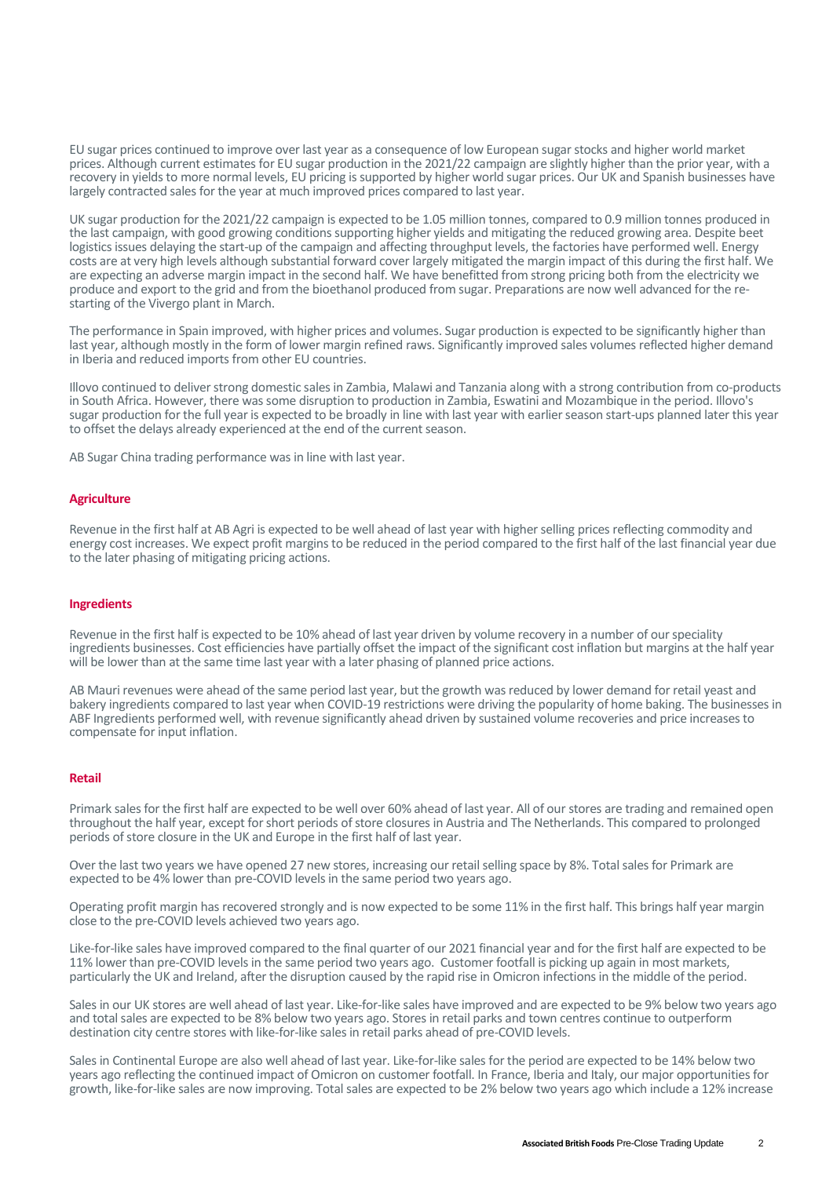EU sugar prices continued to improve over last year as a consequence of low European sugar stocks and higher world market prices. Although current estimates for EU sugar production in the 2021/22 campaign are slightly higher than the prior year, with a recovery in yields to more normal levels, EU pricing is supported by higher world sugar prices. Our UK and Spanish businesses have largely contracted sales for the year at much improved prices compared to last year.

UK sugar production for the 2021/22 campaign is expected to be 1.05 million tonnes, compared to 0.9 million tonnes produced in the last campaign, with good growing conditions supporting higher yields and mitigating the reduced growing area. Despite beet logistics issues delaying the start-up of the campaign and affecting throughput levels, the factories have performed well. Energy costs are at very high levels although substantial forward cover largely mitigated the margin impact of this during the first half. We are expecting an adverse margin impact in the second half. We have benefitted from strong pricing both from the electricity we produce and export to the grid and from the bioethanol produced from sugar. Preparations are now well advanced for the re-starting of the Vivergo plant in March.

The performance in Spain improved, with higher prices and volumes. Sugar production is expected to be significantly higher than last year, although mostly in the form of lower margin refined raws. Significantly improved sales volumes reflected higher demand in Iberia and reduced imports from other EU countries.

Illovo continued to deliver strong domestic sales in Zambia, Malawi and Tanzania along with a strong contribution from co-products in South Africa. However, there was some disruption to production in Zambia, Eswatini and Mozambique in the period. Illovo's sugar production for the full year is expected to be broadly in line with last year with earlier season start-ups planned later this year to offset the delays already experienced at the end of the current season.

AB Sugar China trading performance was in line with last year.

### Agriculture

Revenue in the first half at AB Agri is expected to be well ahead of last year with higher selling prices reflecting commodity and energy cost increases. We expect profit margins to be reduced in the period compared to the first half of the last financial year due to the later phasing of mitigating pricing actions.

### Ingredients

Revenue in the first half is expected to be 10% ahead of last year driven by volume recovery in a number of our speciality ingredients businesses. Cost efficiencies have partially offset the impact of the significant cost inflation but margins at the half year will be lower than at the same time last year with a later phasing of planned price actions.

AB Mauri revenues were ahead of the same period last year, but the growth was reduced by lower demand for retail yeast and bakery ingredients compared to last year when COVID-19 restrictions were driving the popularity of home baking. The businesses in ABF Ingredients performed well, with revenue significantly ahead driven by sustained volume recoveries and price increases to compensate for input inflation.

### Retail

Primark sales for the first half are expected to be well over 60% ahead of last year. All of our stores are trading and remained open throughout the half year, except for short periods of store closures in Austria and The Netherlands. This compared to prolonged periods of store closure in the UK and Europe in the first half of last year.

Over the last two years we have opened 27 new stores, increasing our retail selling space by 8%. Total sales for Primark are expected to be 4% lower than pre-COVID levels in the same period two years ago.

Operating profit margin has recovered strongly and is now expected to be some 11% in the first half. This brings half year margin close to the pre-COVID levels achieved two years ago.

Like-for-like sales have improved compared to the final quarter of our 2021 financial year and for the first half are expected to be 11% lower than pre-COVID levels in the same period two years ago. Customer footfall is picking up again in most markets, particularly the UK and Ireland, after the disruption caused by the rapid rise in Omicron infections in the middle of the period.

Sales in our UK stores are well ahead of last year. Like-for-like sales have improved and are expected to be 9% below two years ago and total sales are expected to be 8% below two years ago. Stores in retail parks and town centres continue to outperform destination city centre stores with like-for-like sales in retail parks ahead of pre-COVID levels.

Sales in Continental Europe are also well ahead of last year. Like-for-like sales for the period are expected to be 14% below two years ago reflecting the continued impact of Omicron on customer footfall. In France, Iberia and Italy, our major opportunities for growth, like-for-like sales are now improving. Total sales are expected to be 2% below two years ago which include a 12% increase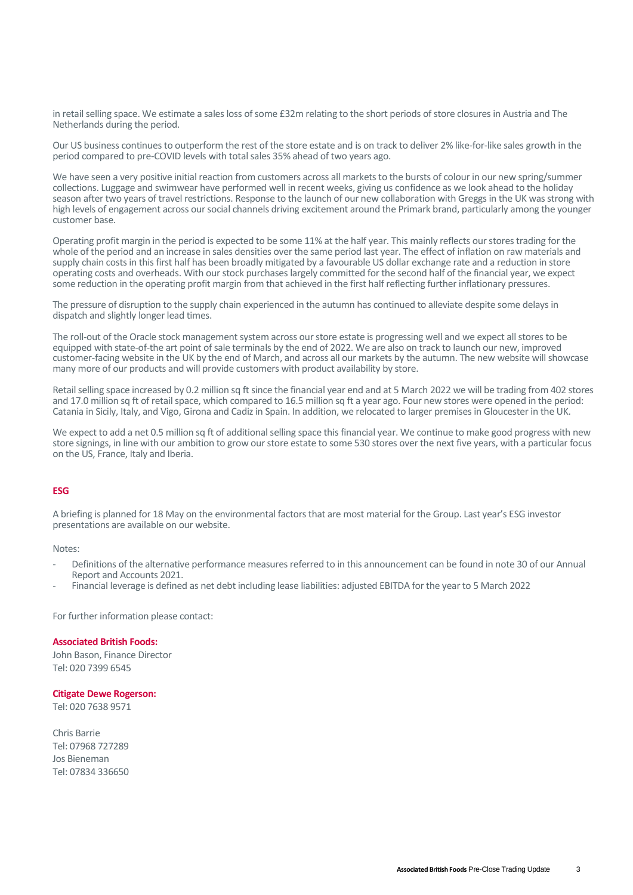in retail selling space. We estimate a sales loss of some £32m relating to the short periods of store closures in Austria and The Netherlands during the period.

Our US business continues to outperform the rest of the store estate and is on track to deliver 2% like-for-like sales growth in the period compared to pre-COVID levels with total sales 35% ahead of two years ago.

We have seen a very positive initial reaction from customers across all markets to the bursts of colour in our new spring/summer collections. Luggage and swimwear have performed well in recent weeks, giving us confidence as we look ahead to the holiday season after two years of travel restrictions. Response to the launch of our new collaboration with Greggs in the UK was strong with high levels of engagement across our social channels driving excitement around the Primark brand, particularly among the younger customer base.

Operating profit margin in the period is expected to be some 11% at the half year. This mainly reflects our stores trading for the whole of the period and an increase in sales densities over the same period last year. The effect of inflation on raw materials and supply chain costs in this first half has been broadly mitigated by a favourable US dollar exchange rate and a reduction in store operating costs and overheads. With our stock purchases largely committed for the second half of the financial year, we expect some reduction in the operating profit margin from that achieved in the first half reflecting further inflationary pressures.

The pressure of disruption to the supply chain experienced in the autumn has continued to alleviate despite some delays in dispatch and slightly longer lead times.

The roll-out of the Oracle stock management system across our store estate is progressing well and we expect all stores to be equipped with state-of-the art point of sale terminals by the end of 2022. We are also on track to launch our new, improved customer-facing website in the UK by the end of March, and across all our markets by the autumn. The new website will showcase many more of our products and will provide customers with product availability by store.

Retail selling space increased by 0.2 million sq ft since the financial year end and at 5 March 2022 we will be trading from 402 stores and 17.0 million sq ft of retail space, which compared to 16.5 million sq ft a year ago. Four new stores were opened in the period: Catania in Sicily, Italy, and Vigo, Girona and Cadiz in Spain. In addition, we relocated to larger premises in Gloucester in the UK.

We expect to add a net 0.5 million sq ft of additional selling space this financial year. We continue to make good progress with new store signings, in line with our ambition to grow our store estate to some 530 stores over the next five years, with a particular focus on the US, France, Italy and Iberia.

## ESG

A briefing is planned for 18 May on the environmental factors that are most material for the Group. Last year's ESG investor presentations are available on our website.

Notes:

- Definitions of the alternative performance measures referred to in this announcement can be found in note 30 of our Annual Report and Accounts 2021.
- Financial leverage is defined as net debt including lease liabilities: adjusted EBITDA for the year to 5 March 2022

For further information please contact:

**Associated British Foods:**
John Bason, Finance Director
Tel: 020 7399 6545

**Citigate Dewe Rogerson:**
Tel: 020 7638 9571

Chris Barrie
Tel: 07968 727289
Jos Bieneman
Tel: 07834 336650